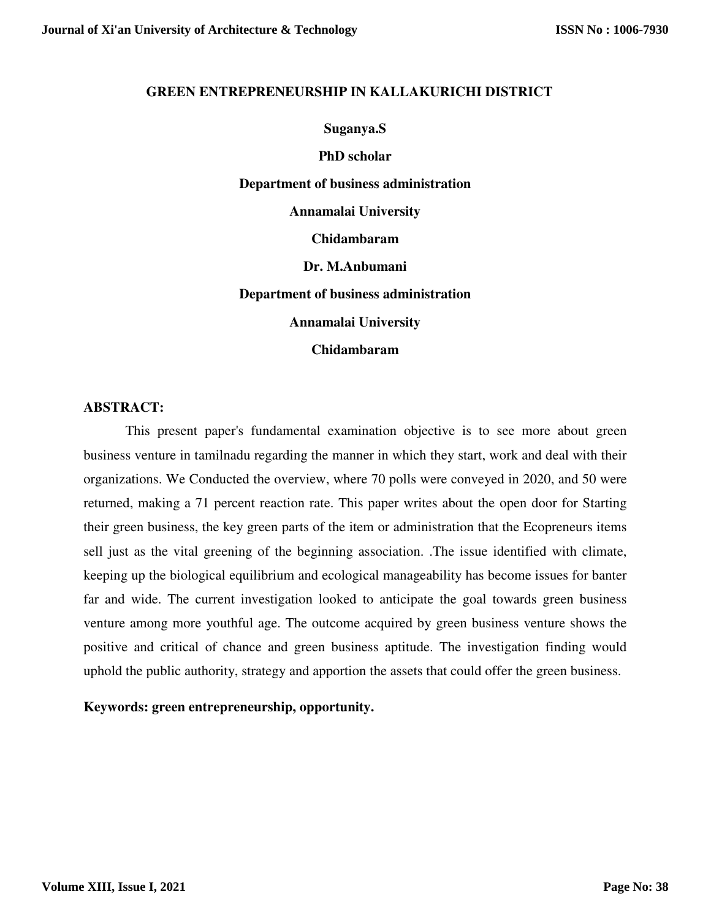# GREEN ENTREPRENEURSHIP IN KALLAKURICHI DISTRICT

**Suganya.S**

**PhD scholar**

**Department of business administration**

**Annamalai University**

**Chidambaram**

**Dr. M.Anbumani**

**Department of business administration**

**Annamalai University**

**Chidambaram**

## ABSTRACT:

This present paper's fundamental examination objective is to see more about green business venture in tamilnadu regarding the manner in which they start, work and deal with their organizations. We Conducted the overview, where 70 polls were conveyed in 2020, and 50 were returned, making a 71 percent reaction rate. This paper writes about the open door for Starting their green business, the key green parts of the item or administration that the Ecopreneurs items sell just as the vital greening of the beginning association. .The issue identified with climate, keeping up the biological equilibrium and ecological manageability has become issues for banter far and wide. The current investigation looked to anticipate the goal towards green business venture among more youthful age. The outcome acquired by green business venture shows the positive and critical of chance and green business aptitude. The investigation finding would uphold the public authority, strategy and apportion the assets that could offer the green business.

**Keywords: green entrepreneurship, opportunity.**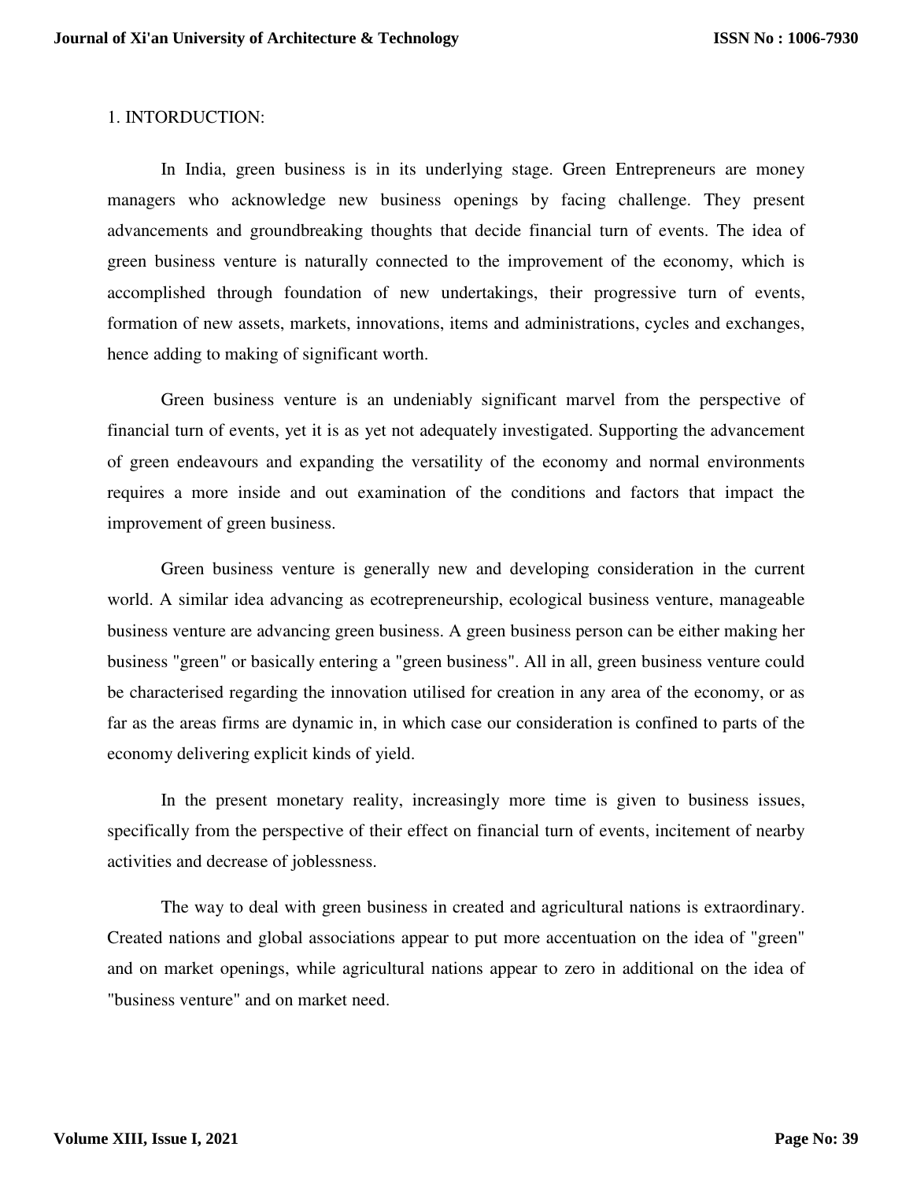## 1. INTORDUCTION:

In India, green business is in its underlying stage. Green Entrepreneurs are money managers who acknowledge new business openings by facing challenge. They present advancements and groundbreaking thoughts that decide financial turn of events. The idea of green business venture is naturally connected to the improvement of the economy, which is accomplished through foundation of new undertakings, their progressive turn of events, formation of new assets, markets, innovations, items and administrations, cycles and exchanges, hence adding to making of significant worth.

Green business venture is an undeniably significant marvel from the perspective of financial turn of events, yet it is as yet not adequately investigated. Supporting the advancement of green endeavours and expanding the versatility of the economy and normal environments requires a more inside and out examination of the conditions and factors that impact the improvement of green business.

Green business venture is generally new and developing consideration in the current world. A similar idea advancing as ecotrepreneurship, ecological business venture, manageable business venture are advancing green business. A green business person can be either making her business "green" or basically entering a "green business". All in all, green business venture could be characterised regarding the innovation utilised for creation in any area of the economy, or as far as the areas firms are dynamic in, in which case our consideration is confined to parts of the economy delivering explicit kinds of yield.

In the present monetary reality, increasingly more time is given to business issues, specifically from the perspective of their effect on financial turn of events, incitement of nearby activities and decrease of joblessness.

The way to deal with green business in created and agricultural nations is extraordinary. Created nations and global associations appear to put more accentuation on the idea of "green" and on market openings, while agricultural nations appear to zero in additional on the idea of "business venture" and on market need.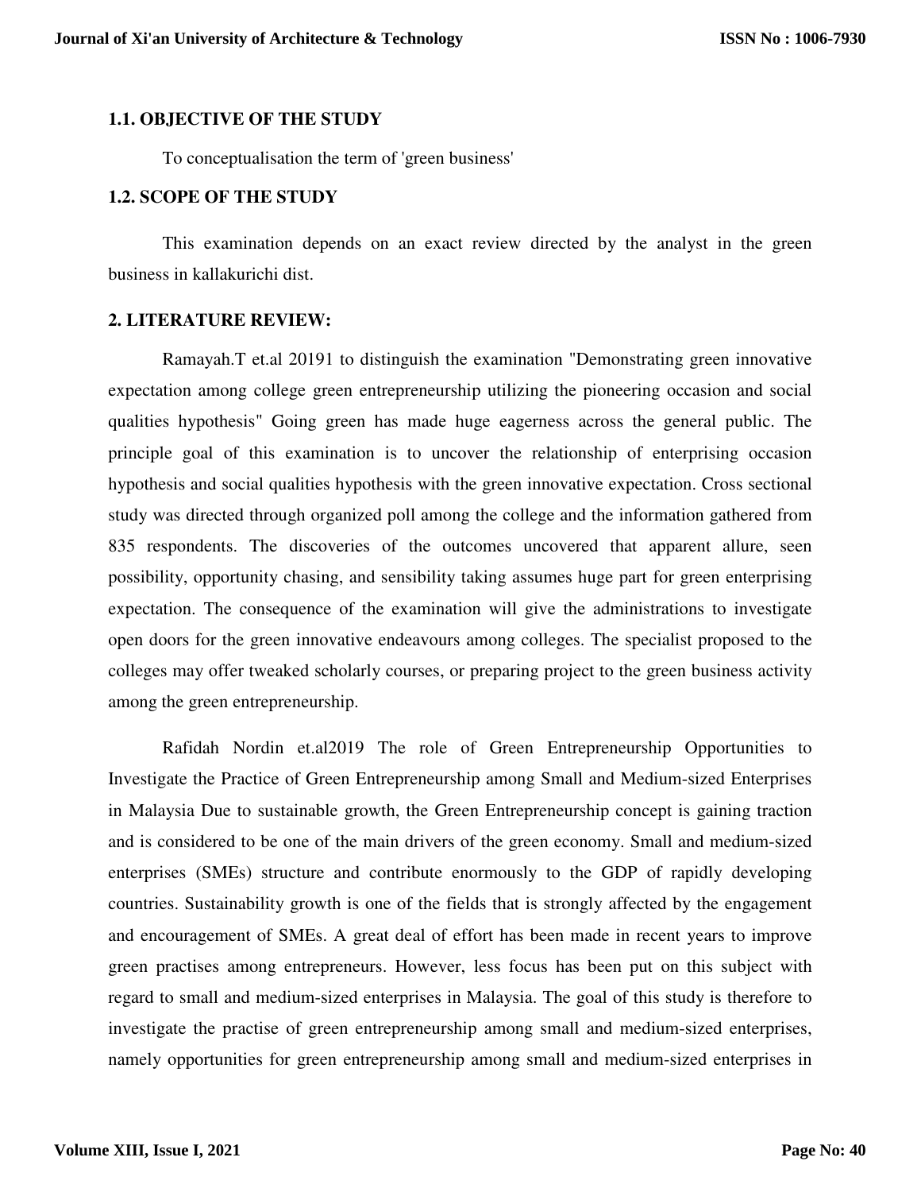### 1.1. OBJECTIVE OF THE STUDY

To conceptualisation the term of 'green business'

### 1.2. SCOPE OF THE STUDY

This examination depends on an exact review directed by the analyst in the green business in kallakurichi dist.

## 2. LITERATURE REVIEW:

Ramayah.T et.al 20191 to distinguish the examination "Demonstrating green innovative expectation among college green entrepreneurship utilizing the pioneering occasion and social qualities hypothesis" Going green has made huge eagerness across the general public. The principle goal of this examination is to uncover the relationship of enterprising occasion hypothesis and social qualities hypothesis with the green innovative expectation. Cross sectional study was directed through organized poll among the college and the information gathered from 835 respondents. The discoveries of the outcomes uncovered that apparent allure, seen possibility, opportunity chasing, and sensibility taking assumes huge part for green enterprising expectation. The consequence of the examination will give the administrations to investigate open doors for the green innovative endeavours among colleges. The specialist proposed to the colleges may offer tweaked scholarly courses, or preparing project to the green business activity among the green entrepreneurship.

Rafidah Nordin et.al2019 The role of Green Entrepreneurship Opportunities to Investigate the Practice of Green Entrepreneurship among Small and Medium-sized Enterprises in Malaysia Due to sustainable growth, the Green Entrepreneurship concept is gaining traction and is considered to be one of the main drivers of the green economy. Small and medium-sized enterprises (SMEs) structure and contribute enormously to the GDP of rapidly developing countries. Sustainability growth is one of the fields that is strongly affected by the engagement and encouragement of SMEs. A great deal of effort has been made in recent years to improve green practises among entrepreneurs. However, less focus has been put on this subject with regard to small and medium-sized enterprises in Malaysia. The goal of this study is therefore to investigate the practise of green entrepreneurship among small and medium-sized enterprises, namely opportunities for green entrepreneurship among small and medium-sized enterprises in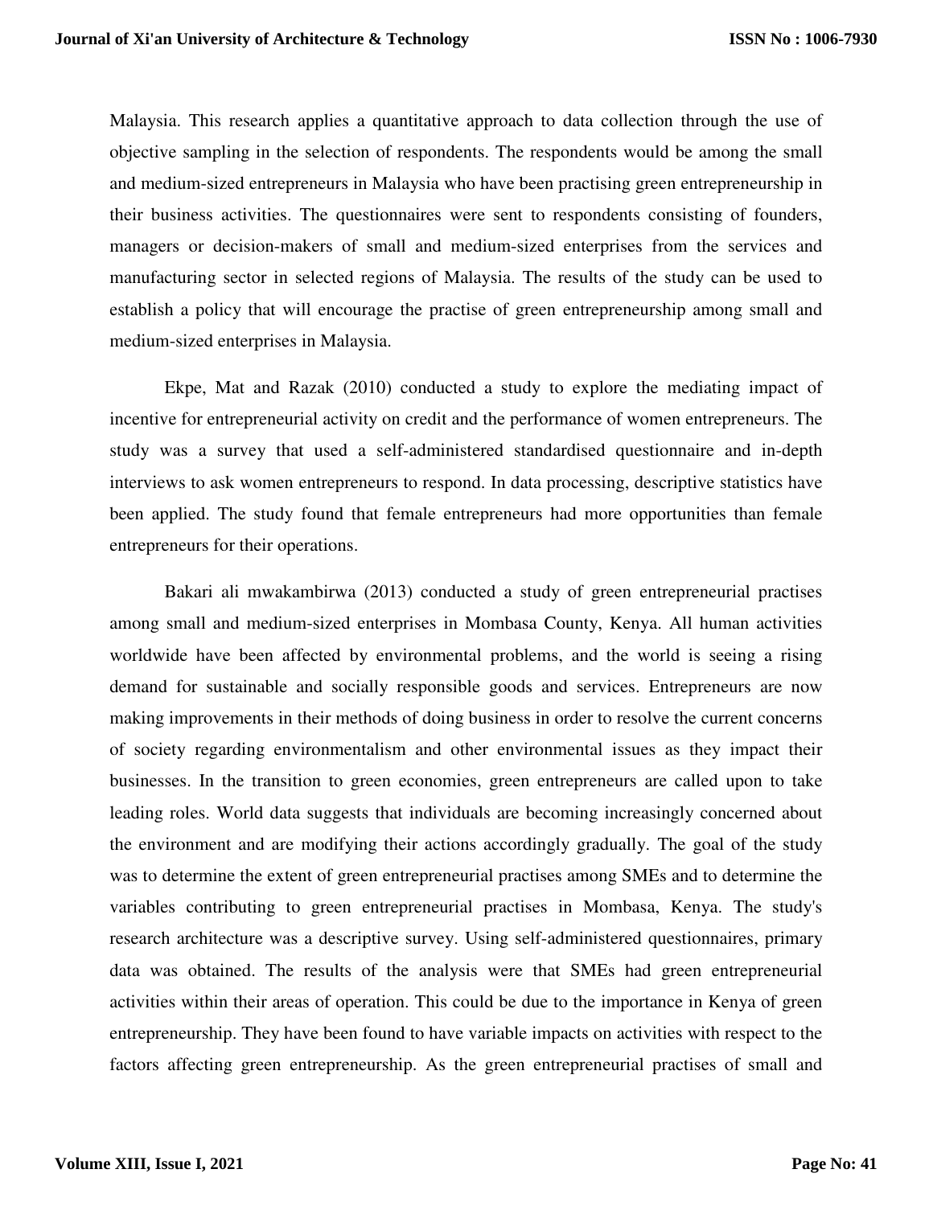Malaysia. This research applies a quantitative approach to data collection through the use of objective sampling in the selection of respondents. The respondents would be among the small and medium-sized entrepreneurs in Malaysia who have been practising green entrepreneurship in their business activities. The questionnaires were sent to respondents consisting of founders, managers or decision-makers of small and medium-sized enterprises from the services and manufacturing sector in selected regions of Malaysia. The results of the study can be used to establish a policy that will encourage the practise of green entrepreneurship among small and medium-sized enterprises in Malaysia.

Ekpe, Mat and Razak (2010) conducted a study to explore the mediating impact of incentive for entrepreneurial activity on credit and the performance of women entrepreneurs. The study was a survey that used a self-administered standardised questionnaire and in-depth interviews to ask women entrepreneurs to respond. In data processing, descriptive statistics have been applied. The study found that female entrepreneurs had more opportunities than female entrepreneurs for their operations.

Bakari ali mwakambirwa (2013) conducted a study of green entrepreneurial practises among small and medium-sized enterprises in Mombasa County, Kenya. All human activities worldwide have been affected by environmental problems, and the world is seeing a rising demand for sustainable and socially responsible goods and services. Entrepreneurs are now making improvements in their methods of doing business in order to resolve the current concerns of society regarding environmentalism and other environmental issues as they impact their businesses. In the transition to green economies, green entrepreneurs are called upon to take leading roles. World data suggests that individuals are becoming increasingly concerned about the environment and are modifying their actions accordingly gradually. The goal of the study was to determine the extent of green entrepreneurial practises among SMEs and to determine the variables contributing to green entrepreneurial practises in Mombasa, Kenya. The study's research architecture was a descriptive survey. Using self-administered questionnaires, primary data was obtained. The results of the analysis were that SMEs had green entrepreneurial activities within their areas of operation. This could be due to the importance in Kenya of green entrepreneurship. They have been found to have variable impacts on activities with respect to the factors affecting green entrepreneurship. As the green entrepreneurial practises of small and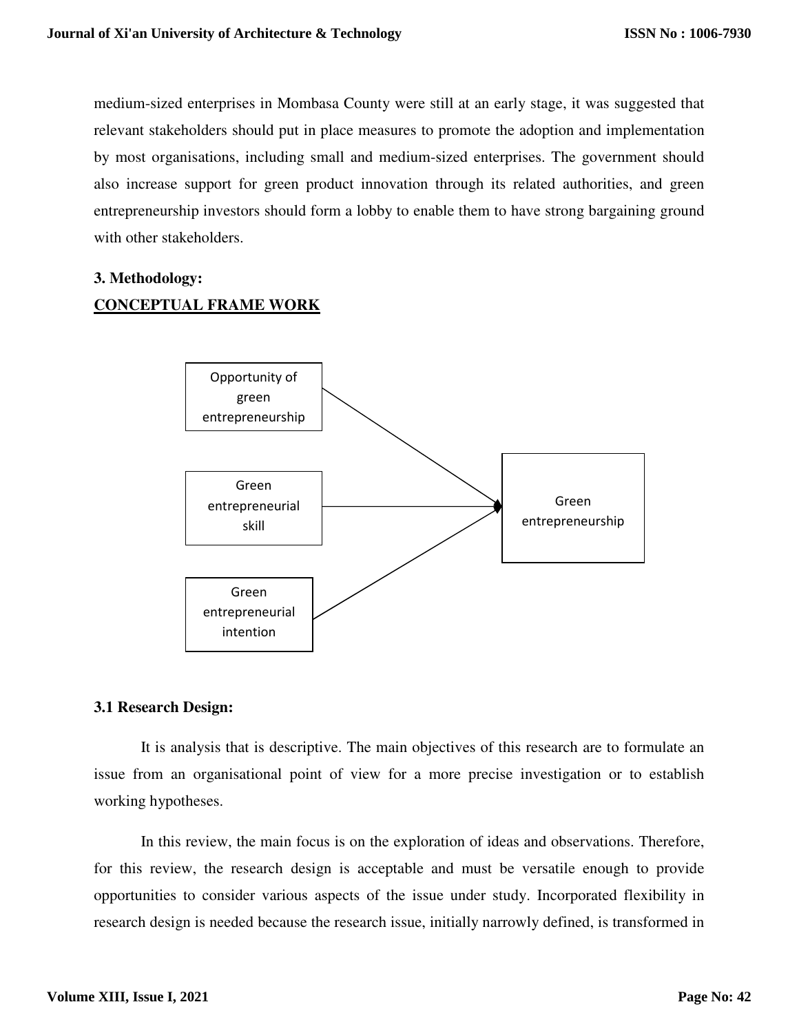medium-sized enterprises in Mombasa County were still at an early stage, it was suggested that relevant stakeholders should put in place measures to promote the adoption and implementation by most organisations, including small and medium-sized enterprises. The government should also increase support for green product innovation through its related authorities, and green entrepreneurship investors should form a lobby to enable them to have strong bargaining ground with other stakeholders.

## 3. Methodology:

**CONCEPTUAL FRAME WORK**

Opportunity of green entrepreneurship

Green entrepreneurial skill

Green entrepreneurial intention

Green entrepreneurship

### 3.1 Research Design:

It is analysis that is descriptive. The main objectives of this research are to formulate an issue from an organisational point of view for a more precise investigation or to establish working hypotheses.

In this review, the main focus is on the exploration of ideas and observations. Therefore, for this review, the research design is acceptable and must be versatile enough to provide opportunities to consider various aspects of the issue under study. Incorporated flexibility in research design is needed because the research issue, initially narrowly defined, is transformed in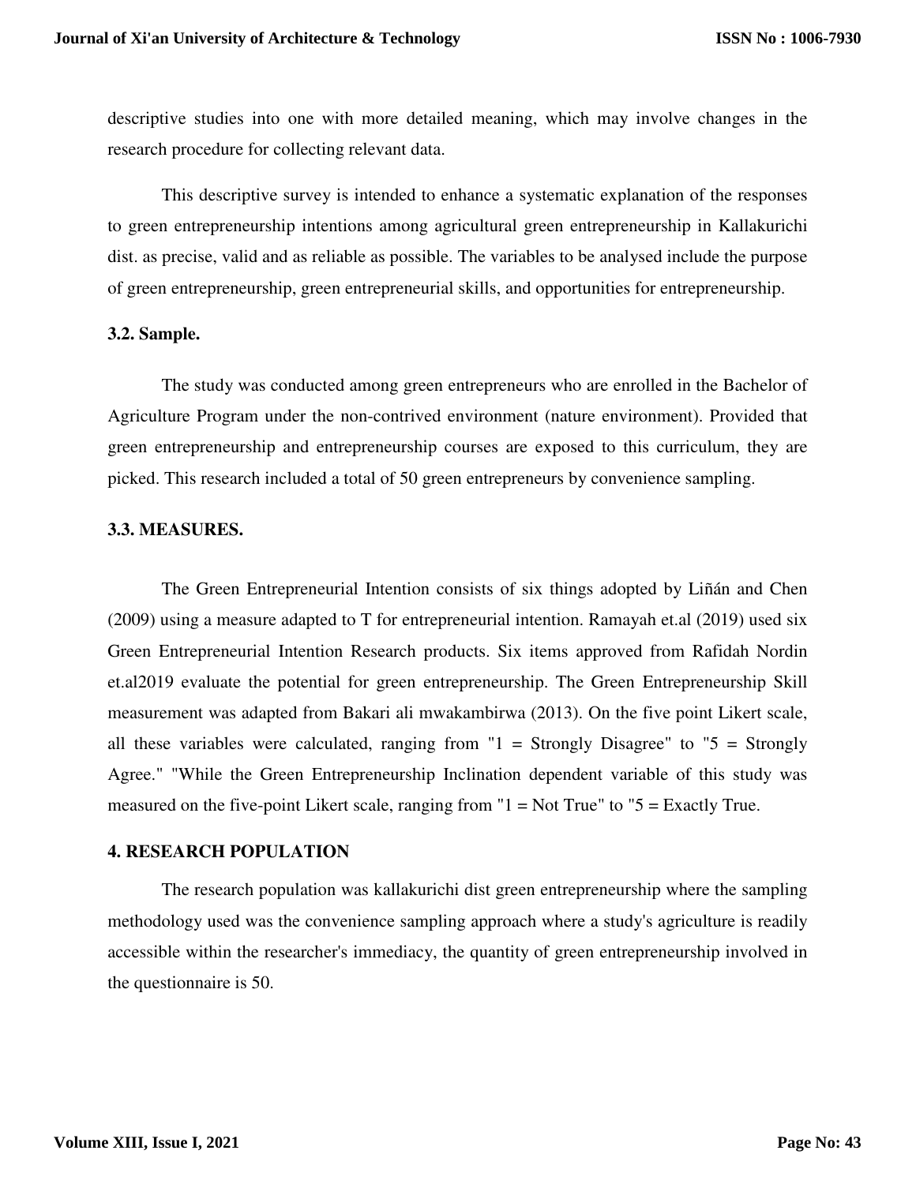descriptive studies into one with more detailed meaning, which may involve changes in the research procedure for collecting relevant data.

This descriptive survey is intended to enhance a systematic explanation of the responses to green entrepreneurship intentions among agricultural green entrepreneurship in Kallakurichi dist. as precise, valid and as reliable as possible. The variables to be analysed include the purpose of green entrepreneurship, green entrepreneurial skills, and opportunities for entrepreneurship.

### 3.2. Sample.

The study was conducted among green entrepreneurs who are enrolled in the Bachelor of Agriculture Program under the non-contrived environment (nature environment). Provided that green entrepreneurship and entrepreneurship courses are exposed to this curriculum, they are picked. This research included a total of 50 green entrepreneurs by convenience sampling.

### 3.3. MEASURES.

The Green Entrepreneurial Intention consists of six things adopted by Liñán and Chen (2009) using a measure adapted to T for entrepreneurial intention. Ramayah et.al (2019) used six Green Entrepreneurial Intention Research products. Six items approved from Rafidah Nordin et.al2019 evaluate the potential for green entrepreneurship. The Green Entrepreneurship Skill measurement was adapted from Bakari ali mwakambirwa (2013). On the five point Likert scale, all these variables were calculated, ranging from "1 = Strongly Disagree" to "5 = Strongly Agree." "While the Green Entrepreneurship Inclination dependent variable of this study was measured on the five-point Likert scale, ranging from "1 = Not True" to "5 = Exactly True.

## 4. RESEARCH POPULATION

The research population was kallakurichi dist green entrepreneurship where the sampling methodology used was the convenience sampling approach where a study's agriculture is readily accessible within the researcher's immediacy, the quantity of green entrepreneurship involved in the questionnaire is 50.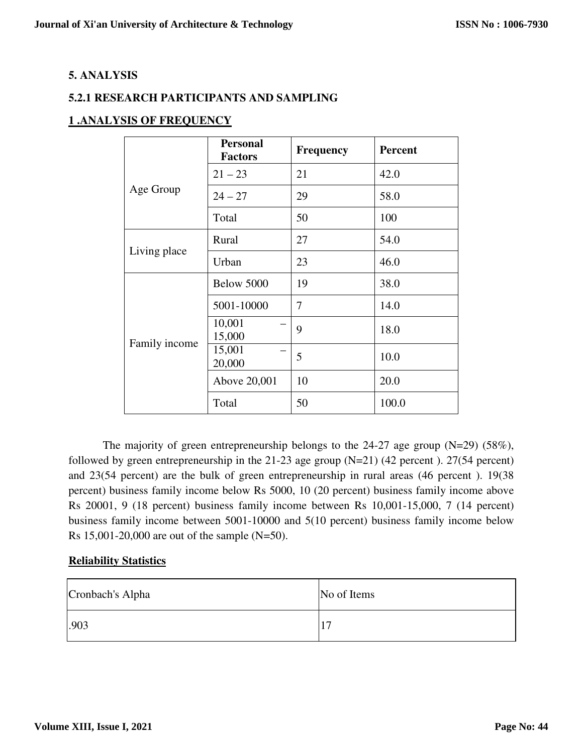# 5. ANALYSIS

## 5.2.1 RESEARCH PARTICIPANTS AND SAMPLING

### 1 .ANALYSIS OF FREQUENCY

| | Personal Factors | Frequency | Percent |
|---|---|---|---|
| Age Group | 21 – 23 | 21 | 42.0 |
| | 24 – 27 | 29 | 58.0 |
| | Total | 50 | 100 |
| Living place | Rural | 27 | 54.0 |
| | Urban | 23 | 46.0 |
| Family income | Below 5000 | 19 | 38.0 |
| | 5001-10000 | 7 | 14.0 |
| | 10,001 – 15,000 | 9 | 18.0 |
| | 15,001 – 20,000 | 5 | 10.0 |
| | Above 20,001 | 10 | 20.0 |
| | Total | 50 | 100.0 |

The majority of green entrepreneurship belongs to the 24-27 age group (N=29) (58%), followed by green entrepreneurship in the 21-23 age group (N=21) (42 percent ). 27(54 percent) and 23(54 percent) are the bulk of green entrepreneurship in rural areas (46 percent ). 19(38 percent) business family income below Rs 5000, 10 (20 percent) business family income above Rs 20001, 9 (18 percent) business family income between Rs 10,001-15,000, 7 (14 percent) business family income between 5001-10000 and 5(10 percent) business family income below Rs 15,001-20,000 are out of the sample (N=50).

**Reliability Statistics**

| Cronbach's Alpha | No of Items |
|---|---|
| .903 | 17 |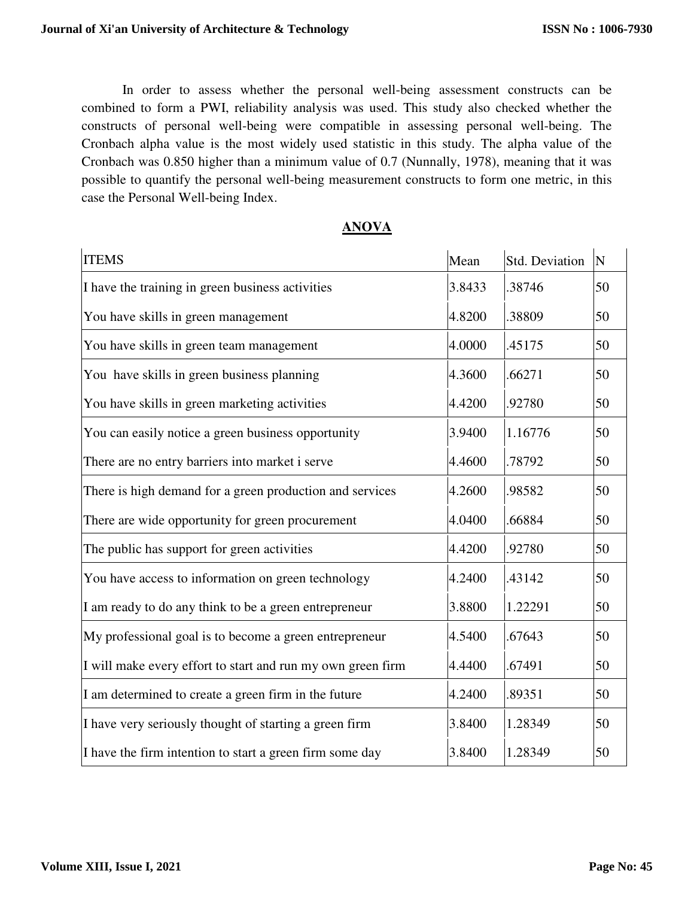In order to assess whether the personal well-being assessment constructs can be combined to form a PWI, reliability analysis was used. This study also checked whether the constructs of personal well-being were compatible in assessing personal well-being. The Cronbach alpha value is the most widely used statistic in this study. The alpha value of the Cronbach was 0.850 higher than a minimum value of 0.7 (Nunnally, 1978), meaning that it was possible to quantify the personal well-being measurement constructs to form one metric, in this case the Personal Well-being Index.

**ANOVA**

| ITEMS | Mean | Std. Deviation | N |
|---|---|---|---|
| I have the training in green business activities | 3.8433 | .38746 | 50 |
| You have skills in green management | 4.8200 | .38809 | 50 |
| You have skills in green team management | 4.0000 | .45175 | 50 |
| You have skills in green business planning | 4.3600 | .66271 | 50 |
| You have skills in green marketing activities | 4.4200 | .92780 | 50 |
| You can easily notice a green business opportunity | 3.9400 | 1.16776 | 50 |
| There are no entry barriers into market i serve | 4.4600 | .78792 | 50 |
| There is high demand for a green production and services | 4.2600 | .98582 | 50 |
| There are wide opportunity for green procurement | 4.0400 | .66884 | 50 |
| The public has support for green activities | 4.4200 | .92780 | 50 |
| You have access to information on green technology | 4.2400 | .43142 | 50 |
| I am ready to do any think to be a green entrepreneur | 3.8800 | 1.22291 | 50 |
| My professional goal is to become a green entrepreneur | 4.5400 | .67643 | 50 |
| I will make every effort to start and run my own green firm | 4.4400 | .67491 | 50 |
| I am determined to create a green firm in the future | 4.2400 | .89351 | 50 |
| I have very seriously thought of starting a green firm | 3.8400 | 1.28349 | 50 |
| I have the firm intention to start a green firm some day | 3.8400 | 1.28349 | 50 |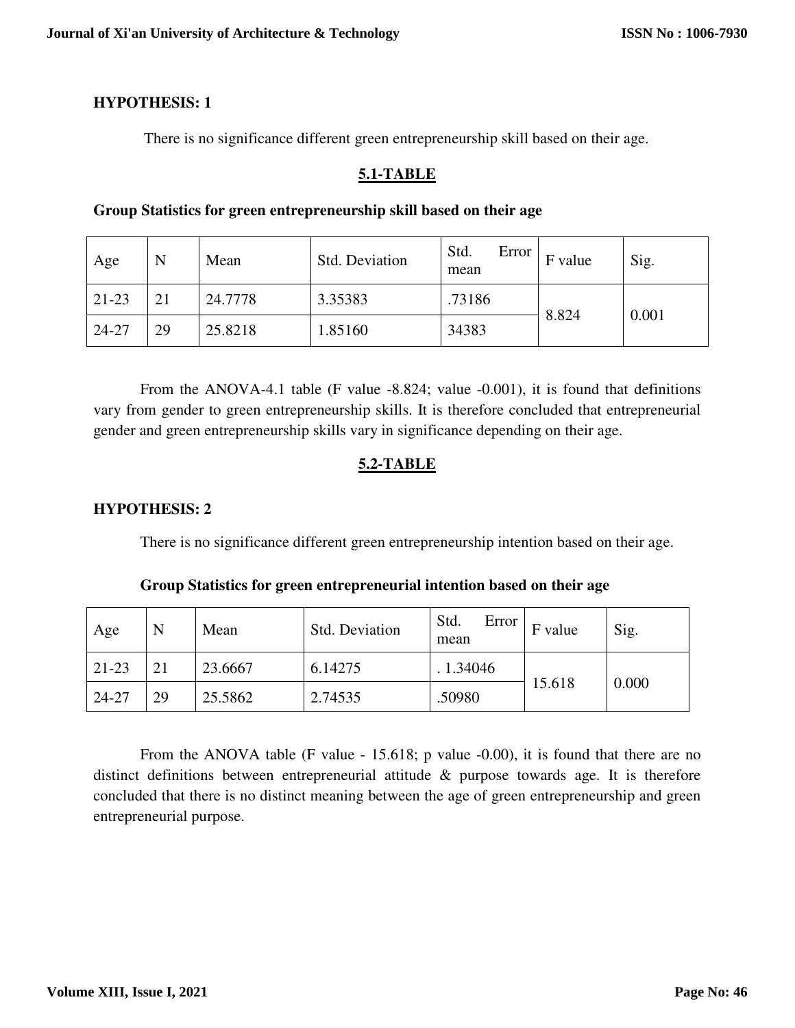### HYPOTHESIS: 1

There is no significance different green entrepreneurship skill based on their age.

### 5.1-TABLE

**Group Statistics for green entrepreneurship skill based on their age**

| Age | N | Mean | Std. Deviation | Std. Error mean | F value | Sig. |
|---|---|---|---|---|---|---|
| 21-23 | 21 | 24.7778 | 3.35383 | .73186 | 8.824 | 0.001 |
| 24-27 | 29 | 25.8218 | 1.85160 | 34383 | | |

From the ANOVA-4.1 table (F value -8.824; value -0.001), it is found that definitions vary from gender to green entrepreneurship skills. It is therefore concluded that entrepreneurial gender and green entrepreneurship skills vary in significance depending on their age.

### 5.2-TABLE

### HYPOTHESIS: 2

There is no significance different green entrepreneurship intention based on their age.

**Group Statistics for green entrepreneurial intention based on their age**

| Age | N | Mean | Std. Deviation | Std. Error mean | F value | Sig. |
|---|---|---|---|---|---|---|
| 21-23 | 21 | 23.6667 | 6.14275 | . 1.34046 | 15.618 | 0.000 |
| 24-27 | 29 | 25.5862 | 2.74535 | .50980 | | |

From the ANOVA table (F value - 15.618; p value -0.00), it is found that there are no distinct definitions between entrepreneurial attitude & purpose towards age. It is therefore concluded that there is no distinct meaning between the age of green entrepreneurship and green entrepreneurial purpose.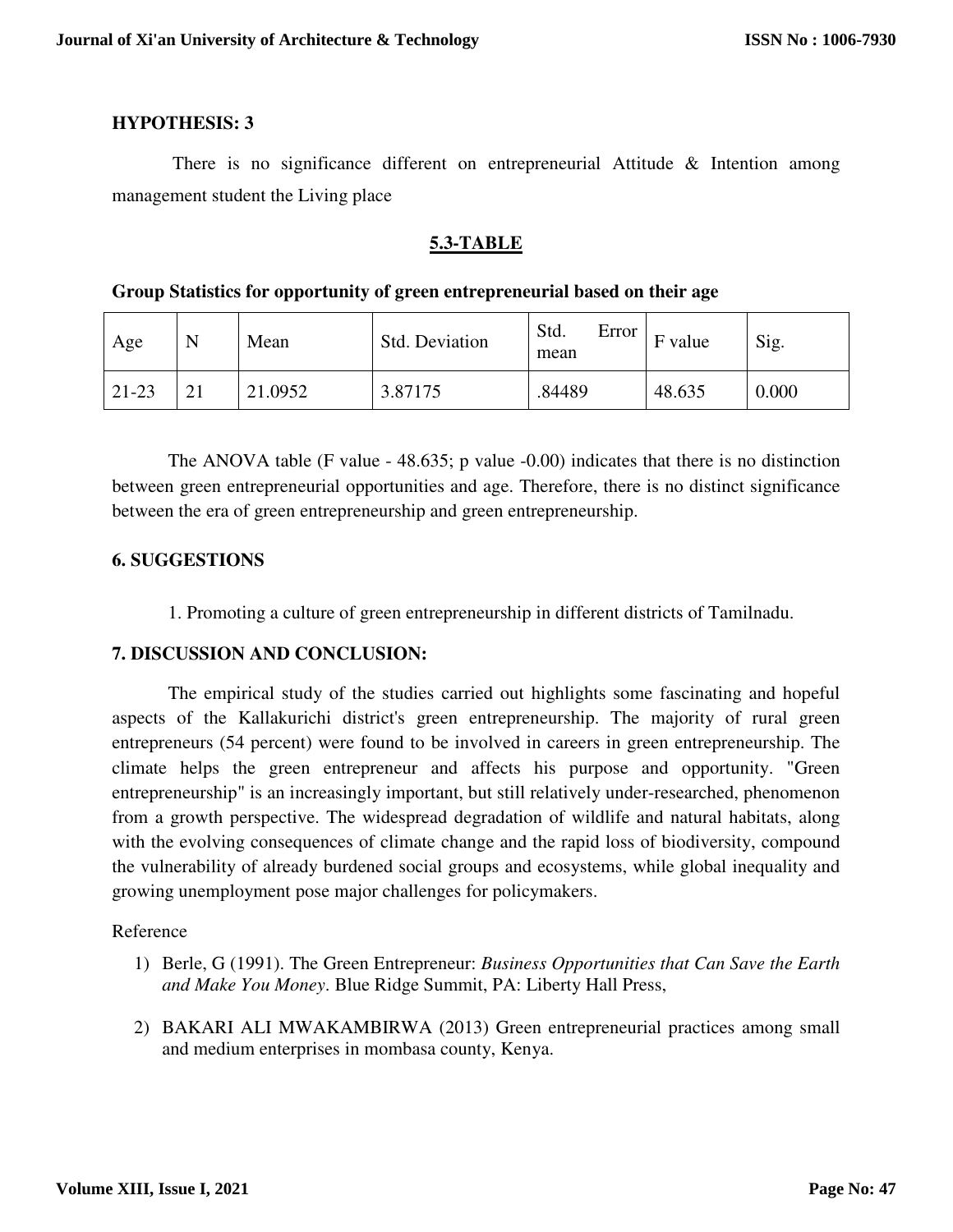**HYPOTHESIS: 3**

There is no significance different on entrepreneurial Attitude & Intention among management student the Living place

**5.3-TABLE**

**Group Statistics for opportunity of green entrepreneurial based on their age**

| Age | N | Mean | Std. Deviation | Std. Error mean | F value | Sig. |
|---|---|---|---|---|---|---|
| 21-23 | 21 | 21.0952 | 3.87175 | .84489 | 48.635 | 0.000 |

The ANOVA table (F value - 48.635; p value -0.00) indicates that there is no distinction between green entrepreneurial opportunities and age. Therefore, there is no distinct significance between the era of green entrepreneurship and green entrepreneurship.

## 6. SUGGESTIONS

1. Promoting a culture of green entrepreneurship in different districts of Tamilnadu.

## 7. DISCUSSION AND CONCLUSION:

The empirical study of the studies carried out highlights some fascinating and hopeful aspects of the Kallakurichi district's green entrepreneurship. The majority of rural green entrepreneurs (54 percent) were found to be involved in careers in green entrepreneurship. The climate helps the green entrepreneur and affects his purpose and opportunity. "Green entrepreneurship" is an increasingly important, but still relatively under-researched, phenomenon from a growth perspective. The widespread degradation of wildlife and natural habitats, along with the evolving consequences of climate change and the rapid loss of biodiversity, compound the vulnerability of already burdened social groups and ecosystems, while global inequality and growing unemployment pose major challenges for policymakers.

Reference

1) Berle, G (1991). The Green Entrepreneur: *Business Opportunities that Can Save the Earth and Make You Money*. Blue Ridge Summit, PA: Liberty Hall Press,
2) BAKARI ALI MWAKAMBIRWA (2013) Green entrepreneurial practices among small and medium enterprises in mombasa county, Kenya.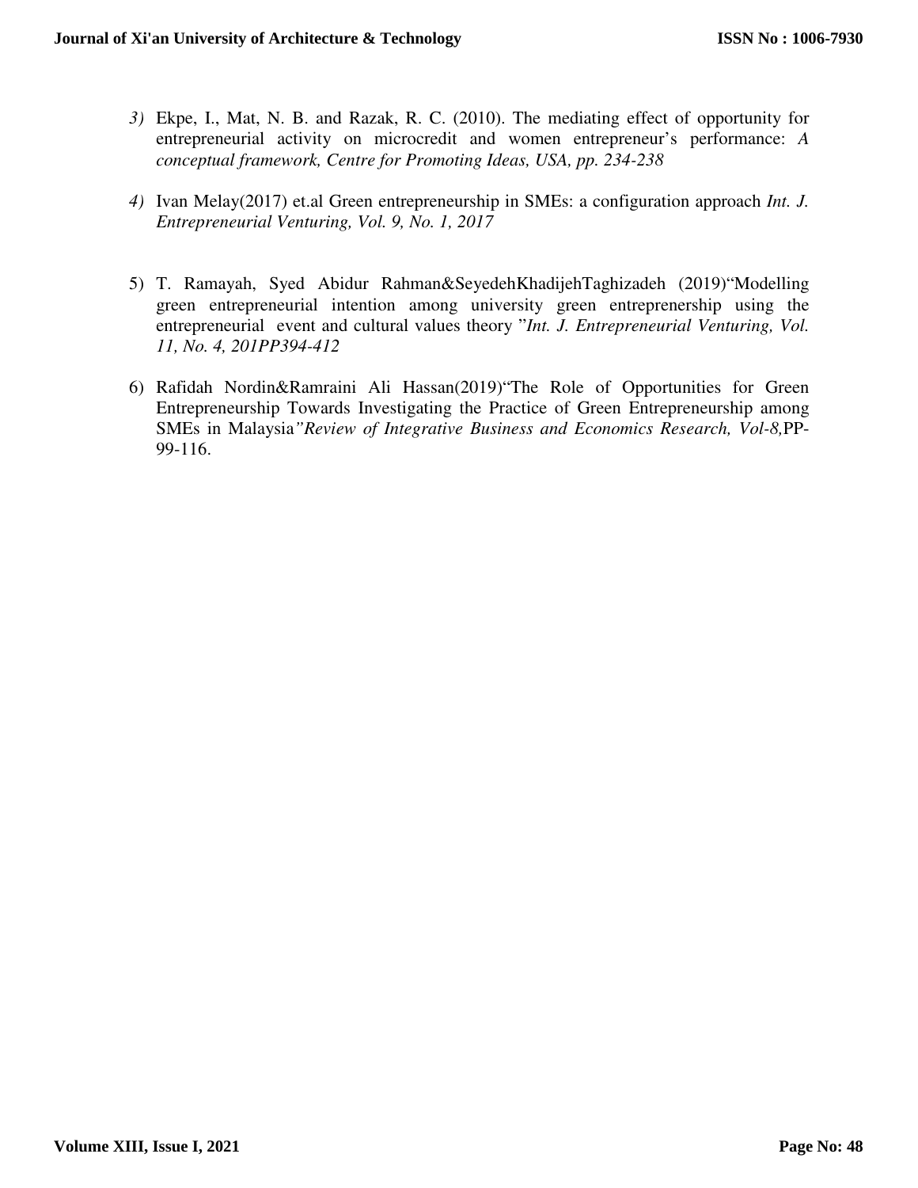3) Ekpe, I., Mat, N. B. and Razak, R. C. (2010). The mediating effect of opportunity for entrepreneurial activity on microcredit and women entrepreneur's performance: *A conceptual framework, Centre for Promoting Ideas, USA, pp. 234-238*

4) Ivan Melay(2017) et.al Green entrepreneurship in SMEs: a configuration approach *Int. J. Entrepreneurial Venturing, Vol. 9, No. 1, 2017*

5) T. Ramayah, Syed Abidur Rahman&SeyedehKhadijehTaghizadeh (2019)"Modelling green entrepreneurial intention among university green entreprenership using the entrepreneurial event and cultural values theory "*Int. J. Entrepreneurial Venturing, Vol. 11, No. 4, 201PP394-412*

6) Rafidah Nordin&Ramraini Ali Hassan(2019)"The Role of Opportunities for Green Entrepreneurship Towards Investigating the Practice of Green Entrepreneurship among SMEs in Malaysia*"Review of Integrative Business and Economics Research, Vol-8,*PP-99-116.